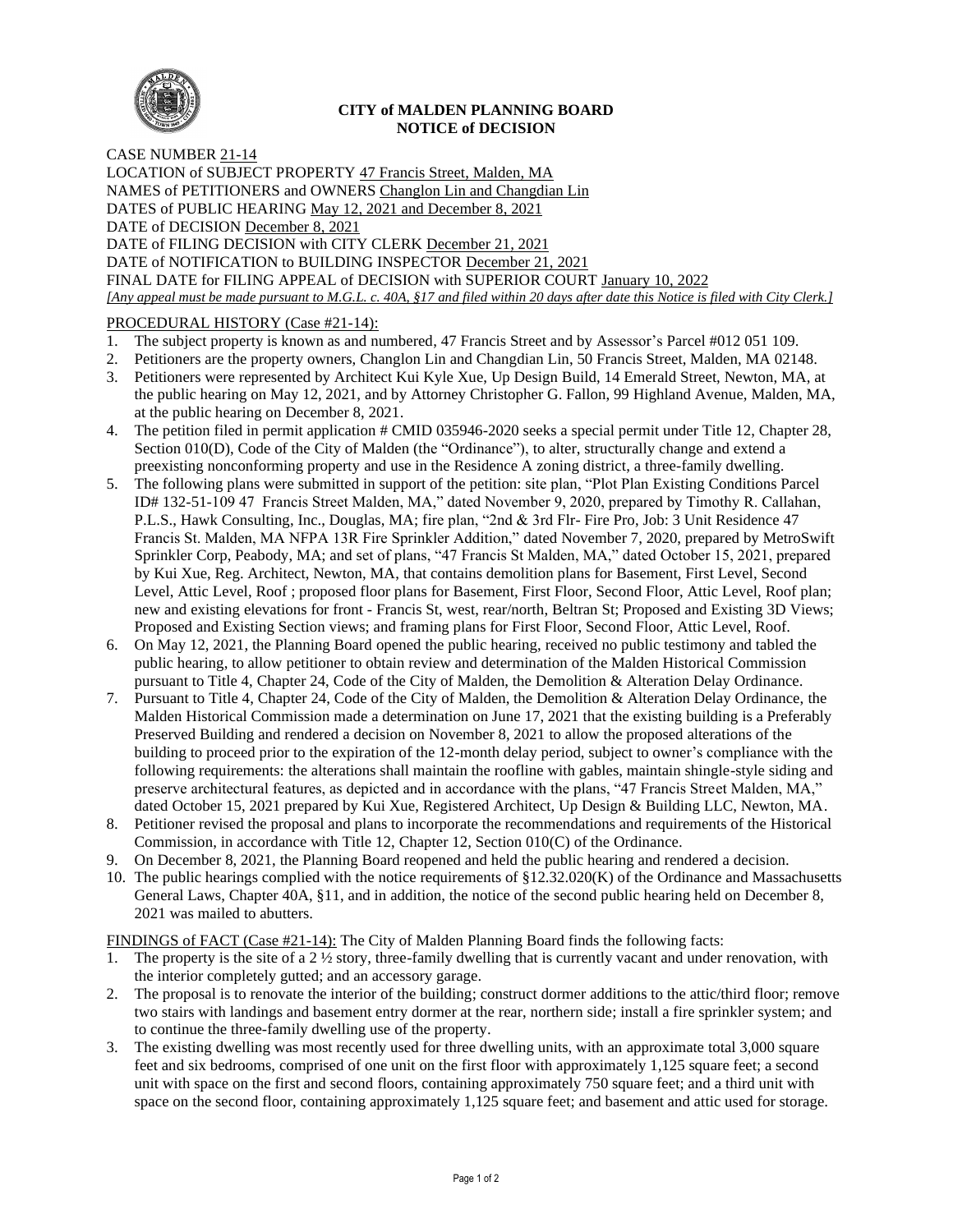**CITY of MALDEN PLANNING BOARD**
**NOTICE of DECISION**

CASE NUMBER 21-14
LOCATION of SUBJECT PROPERTY 47 Francis Street, Malden, MA
NAMES of PETITIONERS and OWNERS Changlon Lin and Changdian Lin
DATES of PUBLIC HEARING May 12, 2021 and December 8, 2021
DATE of DECISION December 8, 2021
DATE of FILING DECISION with CITY CLERK December 21, 2021
DATE of NOTIFICATION to BUILDING INSPECTOR December 21, 2021
FINAL DATE for FILING APPEAL of DECISION with SUPERIOR COURT January 10, 2022
*[Any appeal must be made pursuant to M.G.L. c. 40A, §17 and filed within 20 days after date this Notice is filed with City Clerk.]*

PROCEDURAL HISTORY (Case #21-14):

1. The subject property is known as and numbered, 47 Francis Street and by Assessor's Parcel #012 051 109.
2. Petitioners are the property owners, Changlon Lin and Changdian Lin, 50 Francis Street, Malden, MA 02148.
3. Petitioners were represented by Architect Kui Kyle Xue, Up Design Build, 14 Emerald Street, Newton, MA, at the public hearing on May 12, 2021, and by Attorney Christopher G. Fallon, 99 Highland Avenue, Malden, MA, at the public hearing on December 8, 2021.
4. The petition filed in permit application # CMID 035946-2020 seeks a special permit under Title 12, Chapter 28, Section 010(D), Code of the City of Malden (the "Ordinance"), to alter, structurally change and extend a preexisting nonconforming property and use in the Residence A zoning district, a three-family dwelling.
5. The following plans were submitted in support of the petition: site plan, "Plot Plan Existing Conditions Parcel ID# 132-51-109 47 Francis Street Malden, MA," dated November 9, 2020, prepared by Timothy R. Callahan, P.L.S., Hawk Consulting, Inc., Douglas, MA; fire plan, "2nd & 3rd Flr- Fire Pro, Job: 3 Unit Residence 47 Francis St. Malden, MA NFPA 13R Fire Sprinkler Addition," dated November 7, 2020, prepared by MetroSwift Sprinkler Corp, Peabody, MA; and set of plans, "47 Francis St Malden, MA," dated October 15, 2021, prepared by Kui Xue, Reg. Architect, Newton, MA, that contains demolition plans for Basement, First Level, Second Level, Attic Level, Roof ; proposed floor plans for Basement, First Floor, Second Floor, Attic Level, Roof plan; new and existing elevations for front - Francis St, west, rear/north, Beltran St; Proposed and Existing 3D Views; Proposed and Existing Section views; and framing plans for First Floor, Second Floor, Attic Level, Roof.
6. On May 12, 2021, the Planning Board opened the public hearing, received no public testimony and tabled the public hearing, to allow petitioner to obtain review and determination of the Malden Historical Commission pursuant to Title 4, Chapter 24, Code of the City of Malden, the Demolition & Alteration Delay Ordinance.
7. Pursuant to Title 4, Chapter 24, Code of the City of Malden, the Demolition & Alteration Delay Ordinance, the Malden Historical Commission made a determination on June 17, 2021 that the existing building is a Preferably Preserved Building and rendered a decision on November 8, 2021 to allow the proposed alterations of the building to proceed prior to the expiration of the 12-month delay period, subject to owner's compliance with the following requirements: the alterations shall maintain the roofline with gables, maintain shingle-style siding and preserve architectural features, as depicted and in accordance with the plans, "47 Francis Street Malden, MA," dated October 15, 2021 prepared by Kui Xue, Registered Architect, Up Design & Building LLC, Newton, MA.
8. Petitioner revised the proposal and plans to incorporate the recommendations and requirements of the Historical Commission, in accordance with Title 12, Chapter 12, Section 010(C) of the Ordinance.
9. On December 8, 2021, the Planning Board reopened and held the public hearing and rendered a decision.
10. The public hearings complied with the notice requirements of §12.32.020(K) of the Ordinance and Massachusetts General Laws, Chapter 40A, §11, and in addition, the notice of the second public hearing held on December 8, 2021 was mailed to abutters.

FINDINGS of FACT (Case #21-14): The City of Malden Planning Board finds the following facts:

1. The property is the site of a 2 ½ story, three-family dwelling that is currently vacant and under renovation, with the interior completely gutted; and an accessory garage.
2. The proposal is to renovate the interior of the building; construct dormer additions to the attic/third floor; remove two stairs with landings and basement entry dormer at the rear, northern side; install a fire sprinkler system; and to continue the three-family dwelling use of the property.
3. The existing dwelling was most recently used for three dwelling units, with an approximate total 3,000 square feet and six bedrooms, comprised of one unit on the first floor with approximately 1,125 square feet; a second unit with space on the first and second floors, containing approximately 750 square feet; and a third unit with space on the second floor, containing approximately 1,125 square feet; and basement and attic used for storage.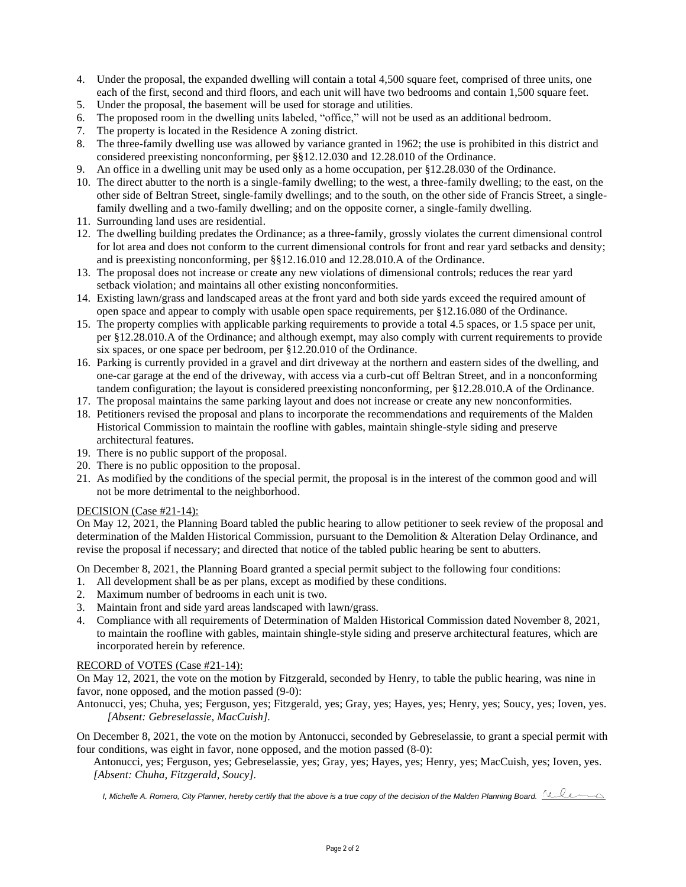4. Under the proposal, the expanded dwelling will contain a total 4,500 square feet, comprised of three units, one each of the first, second and third floors, and each unit will have two bedrooms and contain 1,500 square feet.
5. Under the proposal, the basement will be used for storage and utilities.
6. The proposed room in the dwelling units labeled, "office," will not be used as an additional bedroom.
7. The property is located in the Residence A zoning district.
8. The three-family dwelling use was allowed by variance granted in 1962; the use is prohibited in this district and considered preexisting nonconforming, per §§12.12.030 and 12.28.010 of the Ordinance.
9. An office in a dwelling unit may be used only as a home occupation, per §12.28.030 of the Ordinance.
10. The direct abutter to the north is a single-family dwelling; to the west, a three-family dwelling; to the east, on the other side of Beltran Street, single-family dwellings; and to the south, on the other side of Francis Street, a single-family dwelling and a two-family dwelling; and on the opposite corner, a single-family dwelling.
11. Surrounding land uses are residential.
12. The dwelling building predates the Ordinance; as a three-family, grossly violates the current dimensional control for lot area and does not conform to the current dimensional controls for front and rear yard setbacks and density; and is preexisting nonconforming, per §§12.16.010 and 12.28.010.A of the Ordinance.
13. The proposal does not increase or create any new violations of dimensional controls; reduces the rear yard setback violation; and maintains all other existing nonconformities.
14. Existing lawn/grass and landscaped areas at the front yard and both side yards exceed the required amount of open space and appear to comply with usable open space requirements, per §12.16.080 of the Ordinance.
15. The property complies with applicable parking requirements to provide a total 4.5 spaces, or 1.5 space per unit, per §12.28.010.A of the Ordinance; and although exempt, may also comply with current requirements to provide six spaces, or one space per bedroom, per §12.20.010 of the Ordinance.
16. Parking is currently provided in a gravel and dirt driveway at the northern and eastern sides of the dwelling, and one-car garage at the end of the driveway, with access via a curb-cut off Beltran Street, and in a nonconforming tandem configuration; the layout is considered preexisting nonconforming, per §12.28.010.A of the Ordinance.
17. The proposal maintains the same parking layout and does not increase or create any new nonconformities.
18. Petitioners revised the proposal and plans to incorporate the recommendations and requirements of the Malden Historical Commission to maintain the roofline with gables, maintain shingle-style siding and preserve architectural features.
19. There is no public support of the proposal.
20. There is no public opposition to the proposal.
21. As modified by the conditions of the special permit, the proposal is in the interest of the common good and will not be more detrimental to the neighborhood.

DECISION (Case #21-14):

On May 12, 2021, the Planning Board tabled the public hearing to allow petitioner to seek review of the proposal and determination of the Malden Historical Commission, pursuant to the Demolition & Alteration Delay Ordinance, and revise the proposal if necessary; and directed that notice of the tabled public hearing be sent to abutters.

On December 8, 2021, the Planning Board granted a special permit subject to the following four conditions:

1. All development shall be as per plans, except as modified by these conditions.
2. Maximum number of bedrooms in each unit is two.
3. Maintain front and side yard areas landscaped with lawn/grass.
4. Compliance with all requirements of Determination of Malden Historical Commission dated November 8, 2021, to maintain the roofline with gables, maintain shingle-style siding and preserve architectural features, which are incorporated herein by reference.

RECORD of VOTES (Case #21-14):

On May 12, 2021, the vote on the motion by Fitzgerald, seconded by Henry, to table the public hearing, was nine in favor, none opposed, and the motion passed (9-0):

Antonucci, yes; Chuha, yes; Ferguson, yes; Fitzgerald, yes; Gray, yes; Hayes, yes; Henry, yes; Soucy, yes; Ioven, yes. *[Absent: Gebreselassie, MacCuish].*

On December 8, 2021, the vote on the motion by Antonucci, seconded by Gebreselassie, to grant a special permit with four conditions, was eight in favor, none opposed, and the motion passed (8-0):

Antonucci, yes; Ferguson, yes; Gebreselassie, yes; Gray, yes; Hayes, yes; Henry, yes; MacCuish, yes; Ioven, yes. *[Absent: Chuha, Fitzgerald, Soucy].*

*I, Michelle A. Romero, City Planner, hereby certify that the above is a true copy of the decision of the Malden Planning Board.*